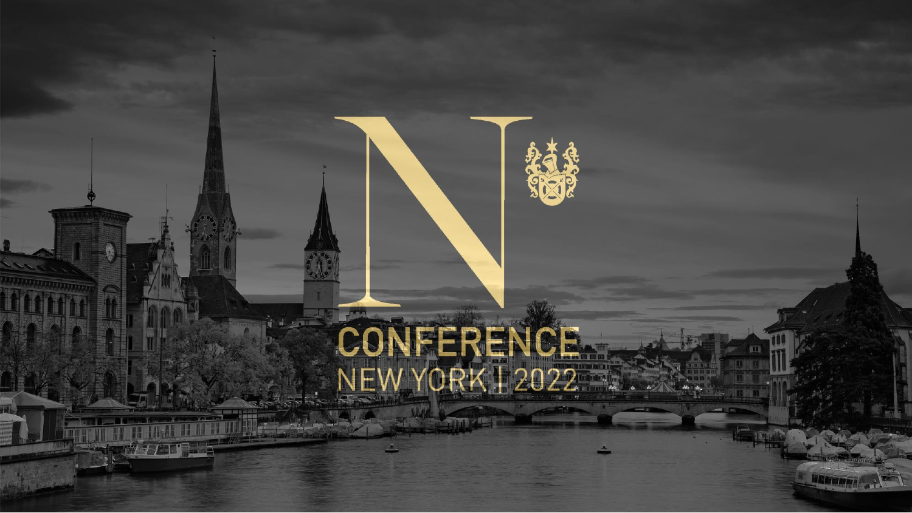# N

# CONFERENCE

NEW YORK | 2022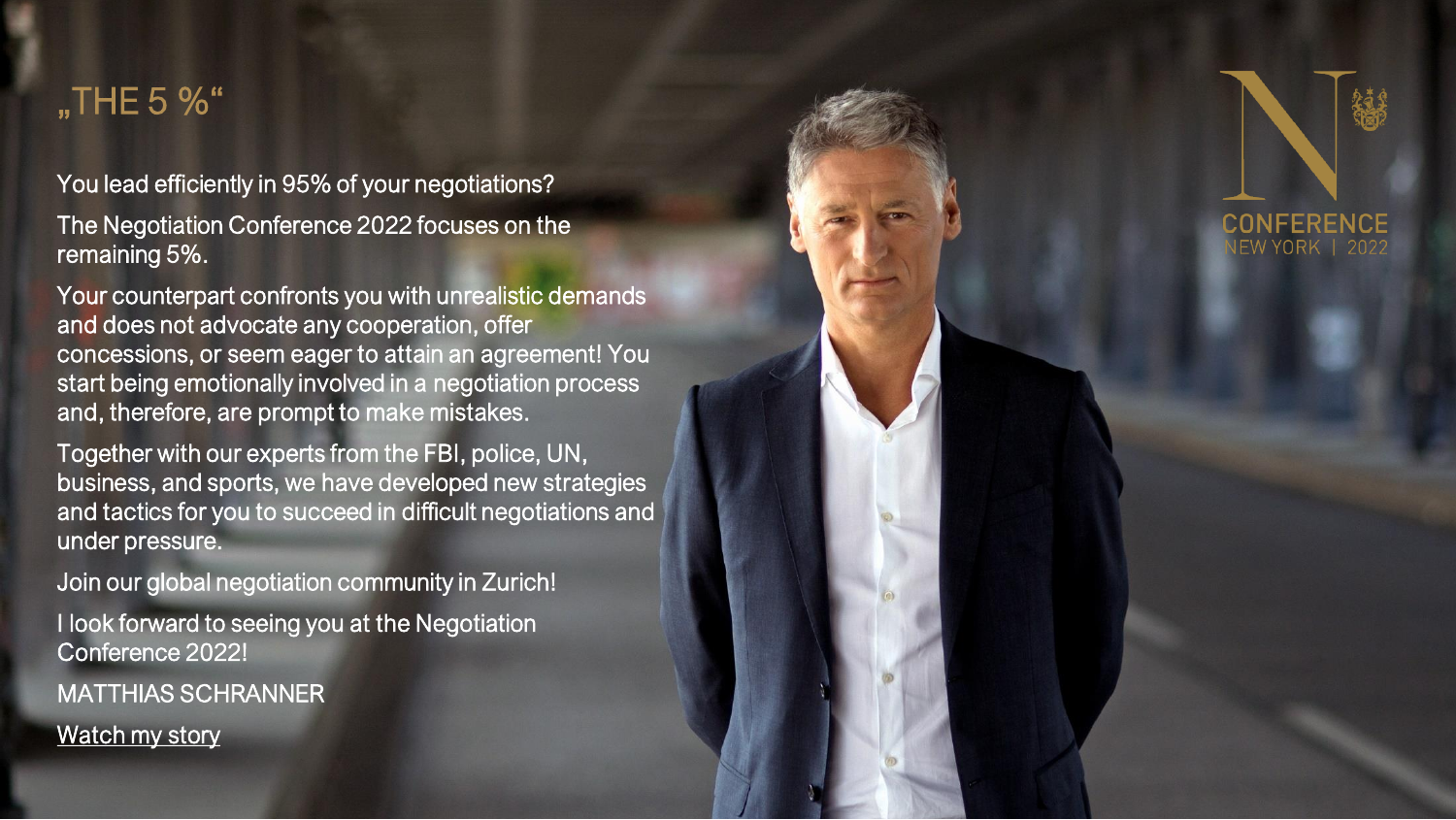# „THE 5 %“

You lead efficiently in 95% of your negotiations?

The Negotiation Conference 2022 focuses on the remaining 5%.

Your counterpart confronts you with unrealistic demands and does not advocate any cooperation, offer concessions, or seem eager to attain an agreement! You start being emotionally involved in a negotiation process and, therefore, are prompt to make mistakes.

Together with our experts from the FBI, police, UN, business, and sports, we have developed new strategies and tactics for you to succeed in difficult negotiations and under pressure.

Join our global negotiation community in Zurich!

I look forward to seeing you at the Negotiation Conference 2022!

MATTHIAS SCHRANNER

Watch my story

CONFERENCE
NEW YORK | 2022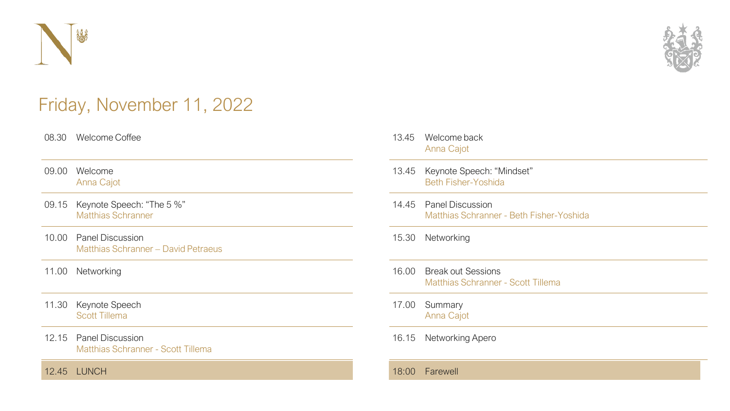# Friday, November 11, 2022

| Time | Session | Speaker(s) |
| --- | --- | --- |
| 08.30 | Welcome Coffee | |
| 09.00 | Welcome | Anna Cajot |
| 09.15 | Keynote Speech: "The 5 %" | Matthias Schranner |
| 10.00 | Panel Discussion | Matthias Schranner – David Petraeus |
| 11.00 | Networking | |
| 11.30 | Keynote Speech | Scott Tillema |
| 12.15 | Panel Discussion | Matthias Schranner - Scott Tillema |
| 12.45 | LUNCH | |
| 13.45 | Welcome back | Anna Cajot |
| 13.45 | Keynote Speech: "Mindset" | Beth Fisher-Yoshida |
| 14.45 | Panel Discussion | Matthias Schranner - Beth Fisher-Yoshida |
| 15.30 | Networking | |
| 16.00 | Break out Sessions | Matthias Schranner - Scott Tillema |
| 17.00 | Summary | Anna Cajot |
| 16.15 | Networking Apero | |
| 18:00 | Farewell | |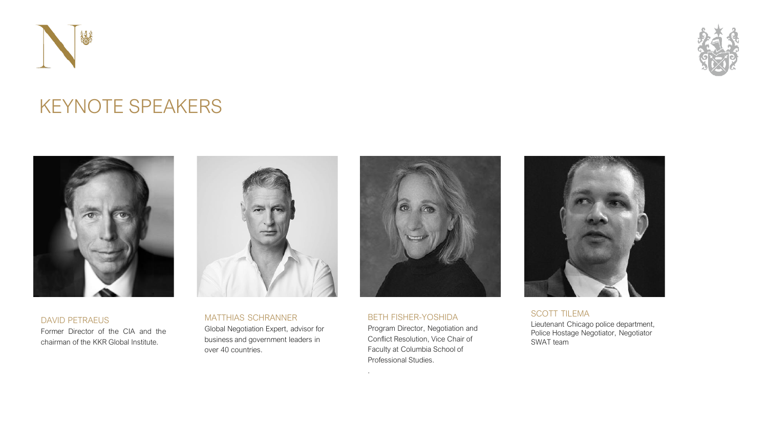# KEYNOTE SPEAKERS

### DAVID PETRAEUS

Former Director of the CIA and the chairman of the KKR Global Institute.

### MATTHIAS SCHRANNER

Global Negotiation Expert, advisor for business and government leaders in over 40 countries.

### BETH FISHER-YOSHIDA

Program Director, Negotiation and Conflict Resolution, Vice Chair of Faculty at Columbia School of Professional Studies.

### SCOTT TILEMA

Lieutenant Chicago police department, Police Hostage Negotiator, Negotiator SWAT team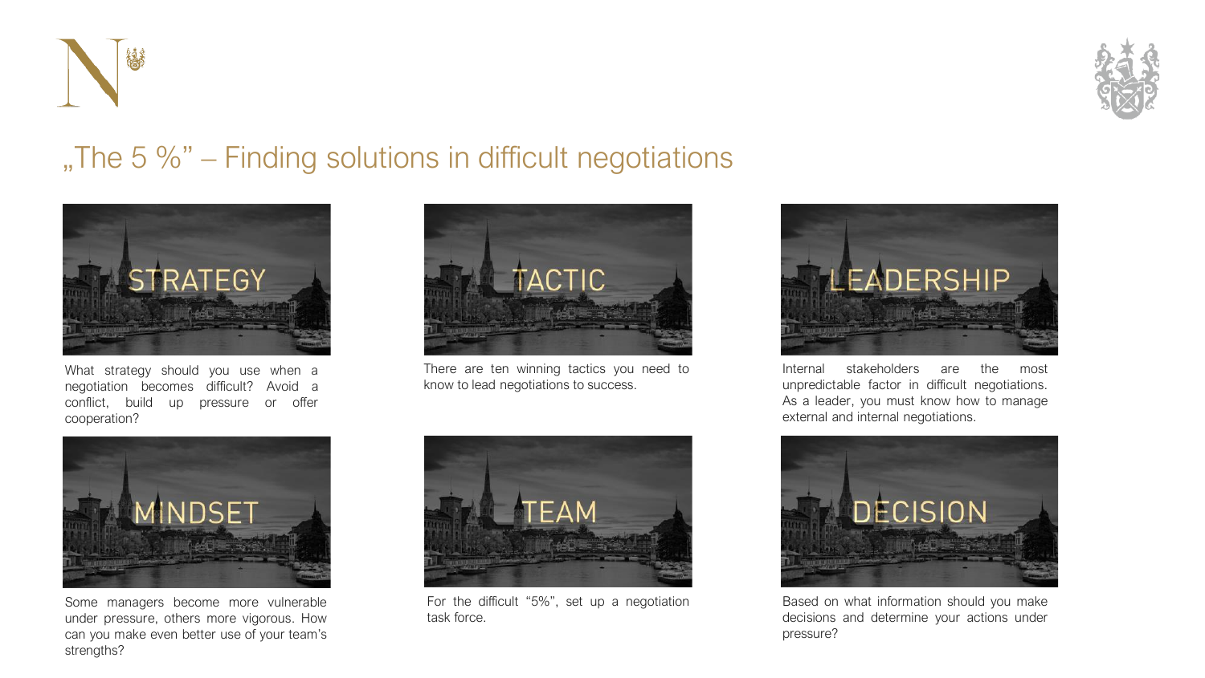# „The 5 %" – Finding solutions in difficult negotiations

## STRATEGY

What strategy should you use when a negotiation becomes difficult? Avoid a conflict, build up pressure or offer cooperation?

## TACTIC

There are ten winning tactics you need to know to lead negotiations to success.

## LEADERSHIP

Internal stakeholders are the most unpredictable factor in difficult negotiations. As a leader, you must know how to manage external and internal negotiations.

## MINDSET

Some managers become more vulnerable under pressure, others more vigorous. How can you make even better use of your team's strengths?

## TEAM

For the difficult "5%", set up a negotiation task force.

## DECISION

Based on what information should you make decisions and determine your actions under pressure?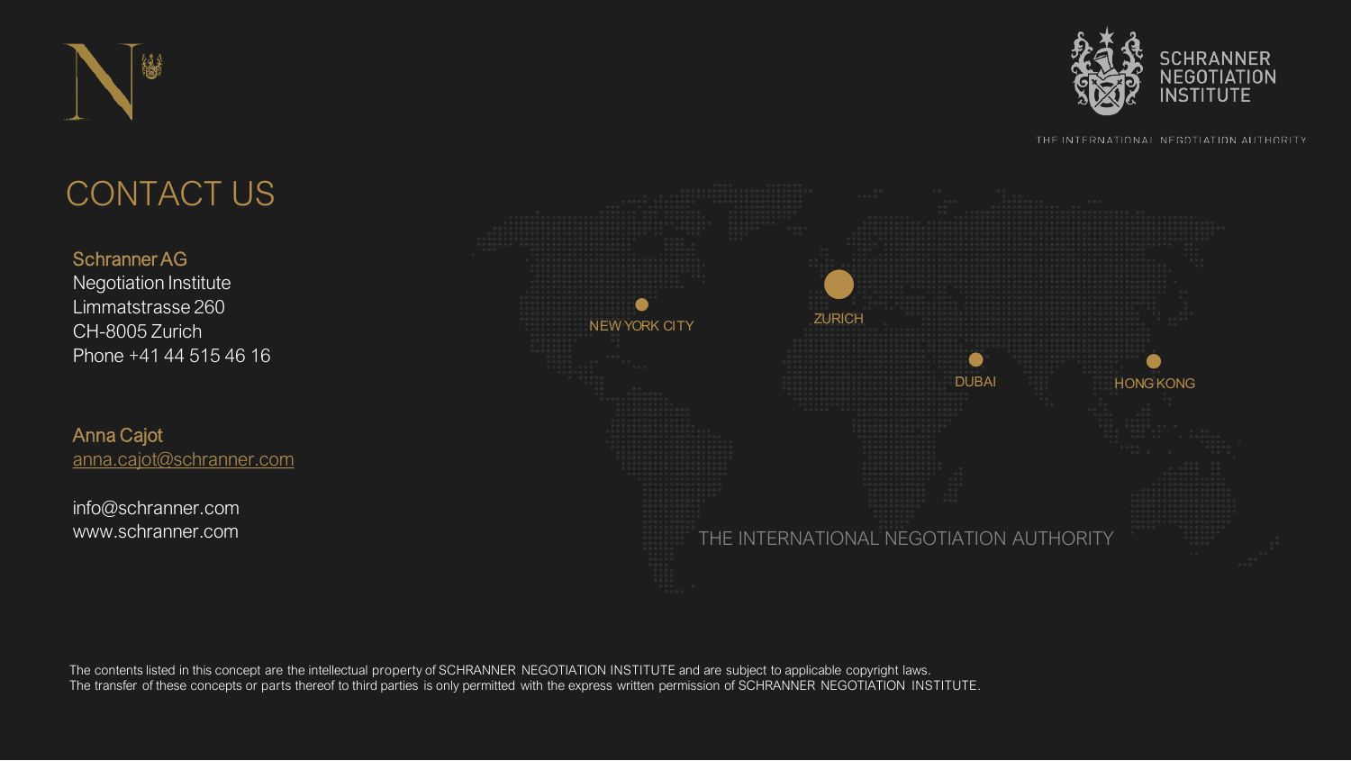SCHRANNER NEGOTIATION INSTITUTE

THE INTERNATIONAL NEGOTIATION AUTHORITY

# CONTACT US

**Schranner AG**
Negotiation Institute
Limmatstrasse 260
CH-8005 Zurich
Phone +41 44 515 46 16

**Anna Cajot**
anna.cajot@schranner.com

info@schranner.com
www.schranner.com

NEW YORK CITY

ZURICH

DUBAI

HONG KONG

THE INTERNATIONAL NEGOTIATION AUTHORITY

The contents listed in this concept are the intellectual property of SCHRANNER NEGOTIATION INSTITUTE and are subject to applicable copyright laws.
The transfer of these concepts or parts thereof to third parties is only permitted with the express written permission of SCHRANNER NEGOTIATION INSTITUTE.